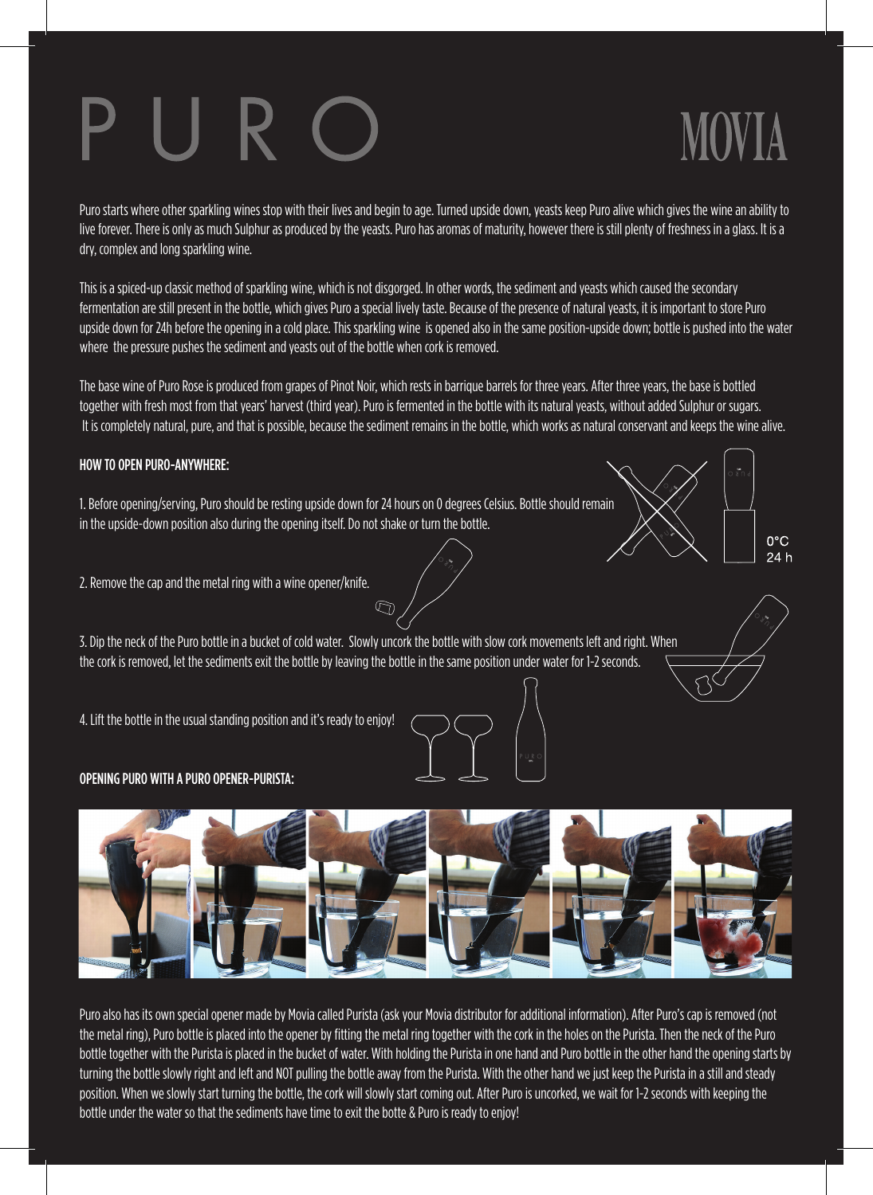# PURO

MOVIA

Puro starts where other sparkling wines stop with their lives and begin to age. Turned upside down, yeasts keep Puro alive which gives the wine an ability to live forever. There is only as much Sulphur as produced by the yeasts. Puro has aromas of maturity, however there is still plenty of freshness in a glass. It is a dry, complex and long sparkling wine.

This is a spiced-up classic method of sparkling wine, which is not disgorged. In other words, the sediment and yeasts which caused the secondary fermentation are still present in the bottle, which gives Puro a special lively taste. Because of the presence of natural yeasts, it is important to store Puro upside down for 24h before the opening in a cold place. This sparkling wine is opened also in the same position-upside down; bottle is pushed into the water where the pressure pushes the sediment and yeasts out of the bottle when cork is removed.

The base wine of Puro Rose is produced from grapes of Pinot Noir, which rests in barrique barrels for three years. After three years, the base is bottled together with fresh most from that years' harvest (third year). Puro is fermented in the bottle with its natural yeasts, without added Sulphur or sugars. It is completely natural, pure, and that is possible, because the sediment remains in the bottle, which works as natural conservant and keeps the wine alive.

**HOW TO OPEN PURO-ANYWHERE:**

1. Before opening/serving, Puro should be resting upside down for 24 hours on 0 degrees Celsius. Bottle should remain in the upside-down position also during the opening itself. Do not shake or turn the bottle.

0°C
24 h

2. Remove the cap and the metal ring with a wine opener/knife.

3. Dip the neck of the Puro bottle in a bucket of cold water. Slowly uncork the bottle with slow cork movements left and right. When the cork is removed, let the sediments exit the bottle by leaving the bottle in the same position under water for 1-2 seconds.

4. Lift the bottle in the usual standing position and it's ready to enjoy!

**OPENING PURO WITH A PURO OPENER-PURISTA:**

Puro also has its own special opener made by Movia called Purista (ask your Movia distributor for additional information). After Puro's cap is removed (not the metal ring), Puro bottle is placed into the opener by fitting the metal ring together with the cork in the holes on the Purista. Then the neck of the Puro bottle together with the Purista is placed in the bucket of water. With holding the Purista in one hand and Puro bottle in the other hand the opening starts by turning the bottle slowly right and left and NOT pulling the bottle away from the Purista. With the other hand we just keep the Purista in a still and steady position. When we slowly start turning the bottle, the cork will slowly start coming out. After Puro is uncorked, we wait for 1-2 seconds with keeping the bottle under the water so that the sediments have time to exit the botte & Puro is ready to enjoy!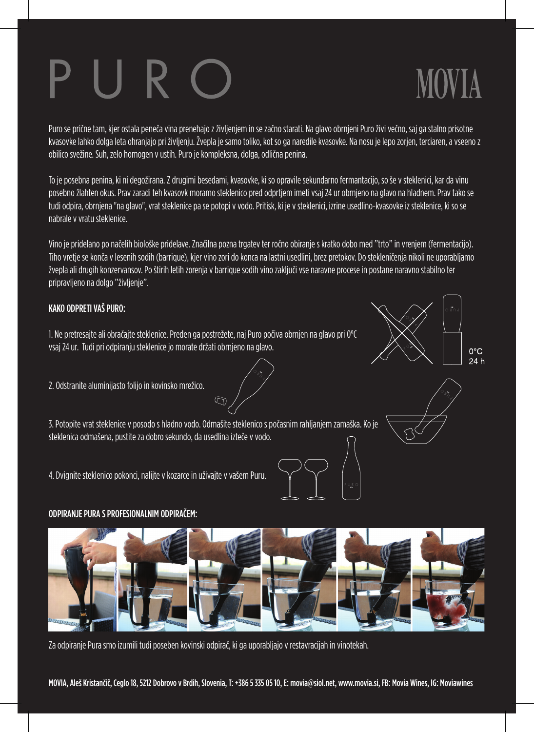# PURO

MOVIA

Puro se prične tam, kjer ostala peneča vina prenehajo z življenjem in se začno starati. Na glavo obrnjeni Puro živi večno, saj ga stalno prisotne kvasovke lahko dolga leta ohranjajo pri življenju. Žvepla je samo toliko, kot so ga naredile kvasovke. Na nosu je lepo zorjen, terciaren, a vseeno z obilico svežine. Suh, zelo homogen v ustih. Puro je kompleksna, dolga, odlična penina.

To je posebna penina, ki ni degožirana. Z drugimi besedami, kvasovke, ki so opravile sekundarno fermantacijo, so še v steklenici, kar da vinu posebno žlahten okus. Prav zaradi teh kvasovk moramo steklenico pred odprtjem imeti vsaj 24 ur obrnjeno na glavo na hladnem. Prav tako se tudi odpira, obrnjena "na glavo", vrat steklenice pa se potopi v vodo. Pritisk, ki je v steklenici, izrine usedlino-kvasovke iz steklenice, ki so se nabrale v vratu steklenice.

Vino je pridelano po načelih biološke pridelave. Značilna pozna trgatev ter ročno obiranje s kratko dobo med "trto" in vrenjem (fermentacijo). Tiho vretje se konča v lesenih sodih (barrique), kjer vino zori do konca na lastni usedlini, brez pretokov. Do stekleničenja nikoli ne uporabljamo žvepla ali drugih konzervansov. Po štirih letih zorenja v barrique sodih vino zaključi vse naravne procese in postane naravno stabilno ter pripravljeno na dolgo "življenje".

## KAKO ODPRETI VAŠ PURO:

1. Ne pretresajte ali obračajte steklenice. Preden ga postrežete, naj Puro počiva obrnjen na glavo pri 0°C vsaj 24 ur. Tudi pri odpiranju steklenice jo morate držati obrnjeno na glavo.

0°C
24 h

2. Odstranite aluminijasto folijo in kovinsko mrežico.

3. Potopite vrat steklenice v posodo s hladno vodo. Odmašite steklenico s počasnim rahljanjem zamaška. Ko je steklenica odmašena, pustite za dobro sekundo, da usedlina izteče v vodo.

4. Dvignite steklenico pokonci, nalijte v kozarce in uživajte v vašem Puru.

## ODPIRANJE PURA S PROFESIONALNIM ODPIRAČEM:

Za odpiranje Pura smo izumili tudi poseben kovinski odpirač, ki ga uporabljajo v restavracijah in vinotekah.

**MOVIA, Aleš Kristančič, Ceglo 18, 5212 Dobrovo v Brdih, Slovenia, T: +386 5 335 05 10, E: movia@siol.net, www.movia.si, FB: Movia Wines, IG: Moviawines**